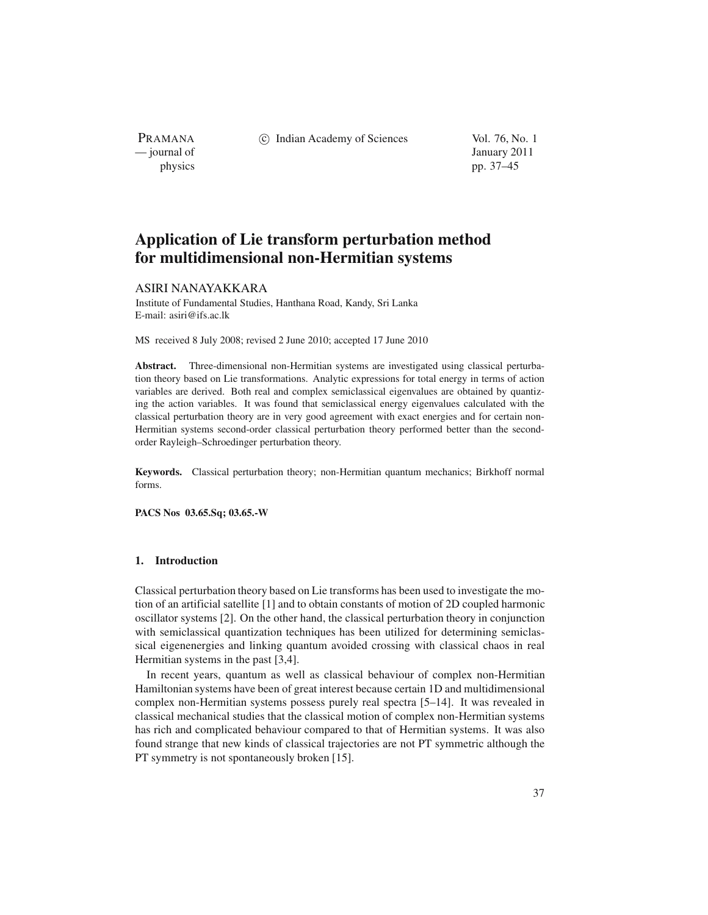# Application of Lie transform perturbation method for multidimensional non-Hermitian systems

ASIRI NANAYAKKARA

Institute of Fundamental Studies, Hanthana Road, Kandy, Sri Lanka
E-mail: asiri@ifs.ac.lk

MS received 8 July 2008; revised 2 June 2010; accepted 17 June 2010

**Abstract.** Three-dimensional non-Hermitian systems are investigated using classical perturbation theory based on Lie transformations. Analytic expressions for total energy in terms of action variables are derived. Both real and complex semiclassical eigenvalues are obtained by quantizing the action variables. It was found that semiclassical energy eigenvalues calculated with the classical perturbation theory are in very good agreement with exact energies and for certain non-Hermitian systems second-order classical perturbation theory performed better than the second-order Rayleigh–Schroedinger perturbation theory.

**Keywords.** Classical perturbation theory; non-Hermitian quantum mechanics; Birkhoff normal forms.

**PACS Nos** 03.65.Sq; 03.65.-W

## 1. Introduction

Classical perturbation theory based on Lie transforms has been used to investigate the motion of an artificial satellite [1] and to obtain constants of motion of 2D coupled harmonic oscillator systems [2]. On the other hand, the classical perturbation theory in conjunction with semiclassical quantization techniques has been utilized for determining semiclassical eigenenergies and linking quantum avoided crossing with classical chaos in real Hermitian systems in the past [3,4].

In recent years, quantum as well as classical behaviour of complex non-Hermitian Hamiltonian systems have been of great interest because certain 1D and multidimensional complex non-Hermitian systems possess purely real spectra [5–14]. It was revealed in classical mechanical studies that the classical motion of complex non-Hermitian systems has rich and complicated behaviour compared to that of Hermitian systems. It was also found strange that new kinds of classical trajectories are not PT symmetric although the PT symmetry is not spontaneously broken [15].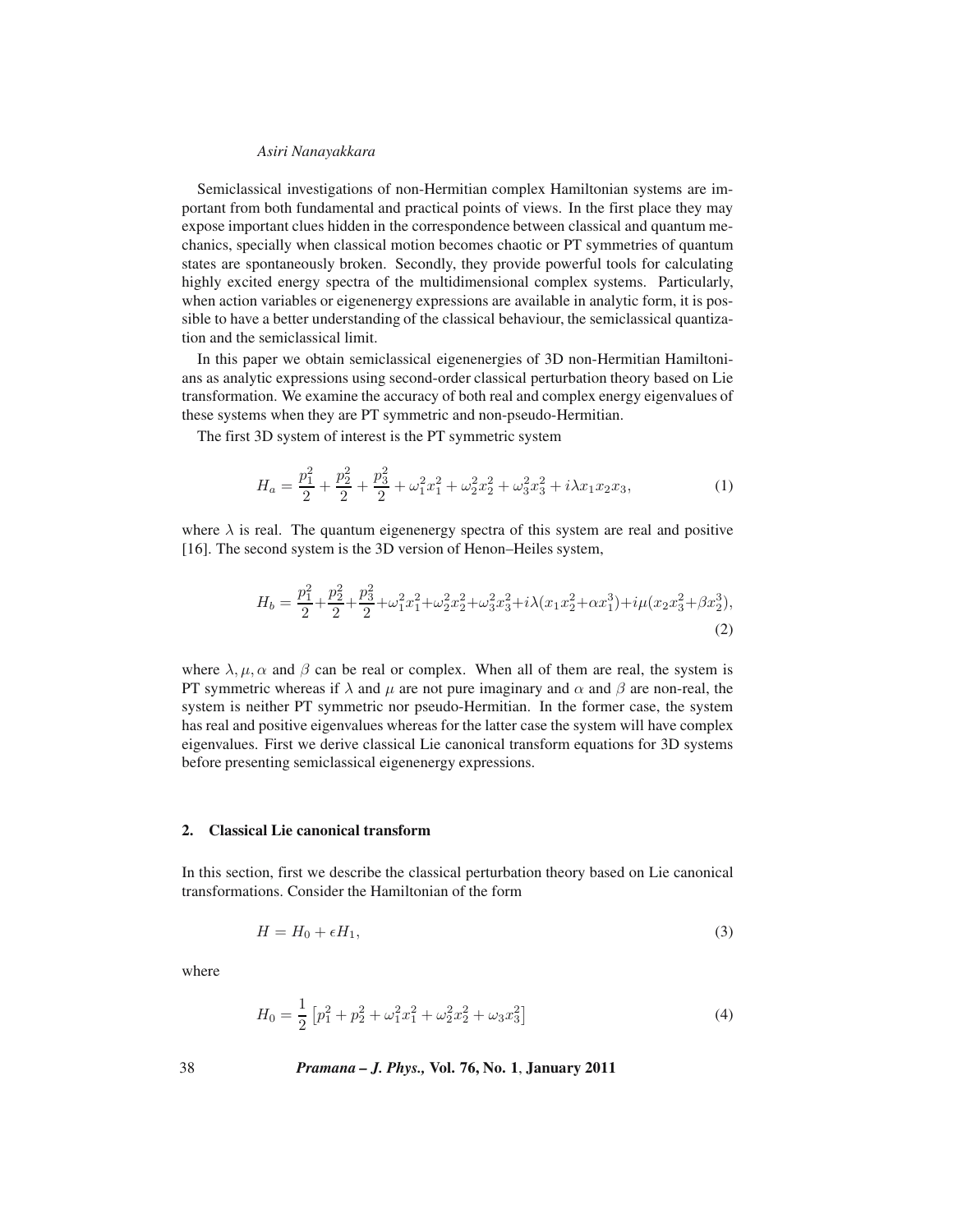Semiclassical investigations of non-Hermitian complex Hamiltonian systems are important from both fundamental and practical points of views. In the first place they may expose important clues hidden in the correspondence between classical and quantum mechanics, specially when classical motion becomes chaotic or PT symmetries of quantum states are spontaneously broken. Secondly, they provide powerful tools for calculating highly excited energy spectra of the multidimensional complex systems. Particularly, when action variables or eigenenergy expressions are available in analytic form, it is possible to have a better understanding of the classical behaviour, the semiclassical quantization and the semiclassical limit.

In this paper we obtain semiclassical eigenenergies of 3D non-Hermitian Hamiltonians as analytic expressions using second-order classical perturbation theory based on Lie transformation. We examine the accuracy of both real and complex energy eigenvalues of these systems when they are PT symmetric and non-pseudo-Hermitian.

The first 3D system of interest is the PT symmetric system

$$H_a = \frac{p_1^2}{2} + \frac{p_2^2}{2} + \frac{p_3^2}{2} + \omega_1^2 x_1^2 + \omega_2^2 x_2^2 + \omega_3^2 x_3^2 + i\lambda x_1 x_2 x_3, \tag{1}$$

where $\lambda$ is real. The quantum eigenenergy spectra of this system are real and positive [16]. The second system is the 3D version of Henon–Heiles system,

$$H_b = \frac{p_1^2}{2} + \frac{p_2^2}{2} + \frac{p_3^2}{2} + \omega_1^2 x_1^2 + \omega_2^2 x_2^2 + \omega_3^2 x_3^2 + i\lambda(x_1 x_2^2 + \alpha x_1^3) + i\mu(x_2 x_3^2 + \beta x_2^3), \tag{2}$$

where $\lambda, \mu, \alpha$ and $\beta$ can be real or complex. When all of them are real, the system is PT symmetric whereas if $\lambda$ and $\mu$ are not pure imaginary and $\alpha$ and $\beta$ are non-real, the system is neither PT symmetric nor pseudo-Hermitian. In the former case, the system has real and positive eigenvalues whereas for the latter case the system will have complex eigenvalues. First we derive classical Lie canonical transform equations for 3D systems before presenting semiclassical eigenenergy expressions.

## 2. Classical Lie canonical transform

In this section, first we describe the classical perturbation theory based on Lie canonical transformations. Consider the Hamiltonian of the form

$$H = H_0 + \epsilon H_1, \tag{3}$$

where

$$H_0 = \frac{1}{2}\left[p_1^2 + p_2^2 + \omega_1^2 x_1^2 + \omega_2^2 x_2^2 + \omega_3 x_3^2\right] \tag{4}$$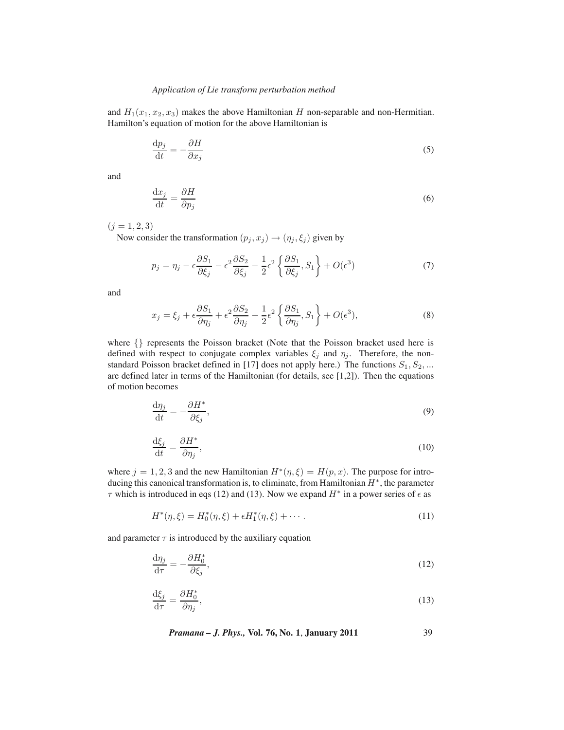and $H_1(x_1, x_2, x_3)$ makes the above Hamiltonian $H$ non-separable and non-Hermitian. Hamilton's equation of motion for the above Hamiltonian is

$$\frac{\mathrm{d}p_j}{\mathrm{d}t} = -\frac{\partial H}{\partial x_j} \tag{5}$$

and

$$\frac{\mathrm{d}x_j}{\mathrm{d}t} = \frac{\partial H}{\partial p_j} \tag{6}$$

$(j = 1, 2, 3)$

Now consider the transformation $(p_j, x_j) \to (\eta_j, \xi_j)$ given by

$$p_j = \eta_j - \epsilon \frac{\partial S_1}{\partial \xi_j} - \epsilon^2 \frac{\partial S_2}{\partial \xi_j} - \frac{1}{2}\epsilon^2 \left\{ \frac{\partial S_1}{\partial \xi_j}, S_1 \right\} + O(\epsilon^3) \tag{7}$$

and

$$x_j = \xi_j + \epsilon \frac{\partial S_1}{\partial \eta_j} + \epsilon^2 \frac{\partial S_2}{\partial \eta_j} + \frac{1}{2}\epsilon^2 \left\{ \frac{\partial S_1}{\partial \eta_j}, S_1 \right\} + O(\epsilon^3), \tag{8}$$

where {} represents the Poisson bracket (Note that the Poisson bracket used here is defined with respect to conjugate complex variables $\xi_j$ and $\eta_j$. Therefore, the non-standard Poisson bracket defined in [17] does not apply here.) The functions $S_1, S_2, ...$ are defined later in terms of the Hamiltonian (for details, see [1,2]). Then the equations of motion becomes

$$\frac{\mathrm{d}\eta_j}{\mathrm{d}t} = -\frac{\partial H^*}{\partial \xi_j}, \tag{9}$$

$$\frac{\mathrm{d}\xi_j}{\mathrm{d}t} = \frac{\partial H^*}{\partial \eta_j}, \tag{10}$$

where $j = 1, 2, 3$ and the new Hamiltonian $H^*(\eta, \xi) = H(p, x)$. The purpose for introducing this canonical transformation is, to eliminate, from Hamiltonian $H^*$, the parameter $\tau$ which is introduced in eqs (12) and (13). Now we expand $H^*$ in a power series of $\epsilon$ as

$$H^*(\eta, \xi) = H_0^*(\eta, \xi) + \epsilon H_1^*(\eta, \xi) + \cdots . \tag{11}$$

and parameter $\tau$ is introduced by the auxiliary equation

$$\frac{\mathrm{d}\eta_j}{\mathrm{d}\tau} = -\frac{\partial H_0^*}{\partial \xi_j}, \tag{12}$$

$$\frac{\mathrm{d}\xi_j}{\mathrm{d}\tau} = \frac{\partial H_0^*}{\partial \eta_j}, \tag{13}$$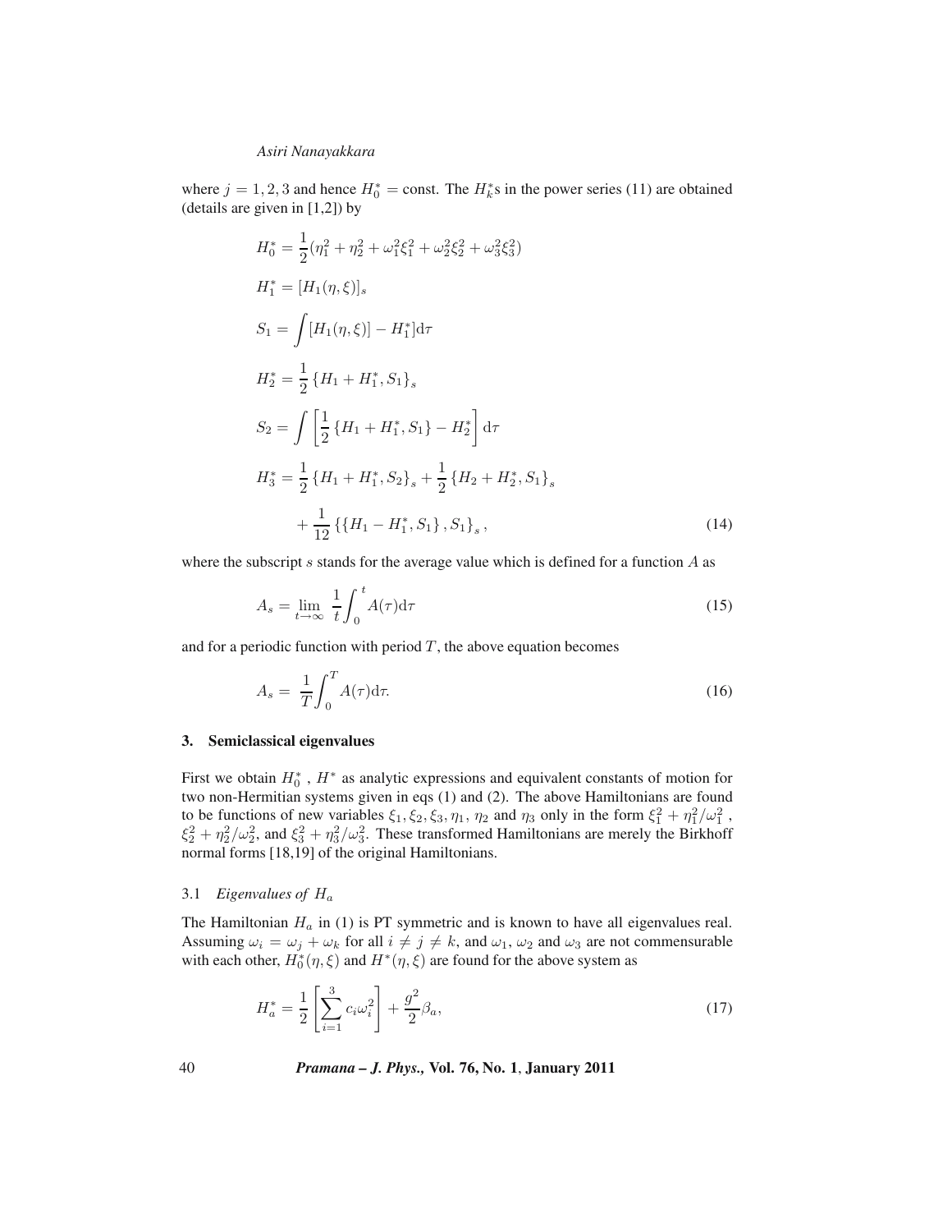where $j = 1, 2, 3$ and hence $H_0^* = \text{const}$. The $H_k^*$s in the power series (11) are obtained (details are given in [1,2]) by

$$
\begin{aligned}
H_0^* &= \frac{1}{2}(\eta_1^2 + \eta_2^2 + \omega_1^2\xi_1^2 + \omega_2^2\xi_2^2 + \omega_3^2\xi_3^2) \\
H_1^* &= [H_1(\eta, \xi)]_s \\
S_1 &= \int [H_1(\eta, \xi)] - H_1^*] \mathrm{d}\tau \\
H_2^* &= \frac{1}{2}\left\{H_1 + H_1^*, S_1\right\}_s \\
S_2 &= \int \left[\frac{1}{2}\left\{H_1 + H_1^*, S_1\right\} - H_2^*\right] \mathrm{d}\tau \\
H_3^* &= \frac{1}{2}\left\{H_1 + H_1^*, S_2\right\}_s + \frac{1}{2}\left\{H_2 + H_2^*, S_1\right\}_s \\
&\quad + \frac{1}{12}\left\{\left\{H_1 - H_1^*, S_1\right\}, S_1\right\}_s,
\end{aligned}
\tag{14}
$$

where the subscript $s$ stands for the average value which is defined for a function $A$ as

$$
A_s = \lim_{t\to\infty} \frac{1}{t}\int_0^t A(\tau)\mathrm{d}\tau \tag{15}
$$

and for a periodic function with period $T$, the above equation becomes

$$
A_s = \frac{1}{T}\int_0^T A(\tau)\mathrm{d}\tau. \tag{16}
$$

## 3. Semiclassical eigenvalues

First we obtain $H_0^*$ , $H^*$ as analytic expressions and equivalent constants of motion for two non-Hermitian systems given in eqs (1) and (2). The above Hamiltonians are found to be functions of new variables $\xi_1, \xi_2, \xi_3, \eta_1$, $\eta_2$ and $\eta_3$ only in the form $\xi_1^2 + \eta_1^2/\omega_1^2$ , $\xi_2^2 + \eta_2^2/\omega_2^2$, and $\xi_3^2 + \eta_3^2/\omega_3^2$. These transformed Hamiltonians are merely the Birkhoff normal forms [18,19] of the original Hamiltonians.

### 3.1 *Eigenvalues of $H_a$*

The Hamiltonian $H_a$ in (1) is PT symmetric and is known to have all eigenvalues real. Assuming $\omega_i = \omega_j + \omega_k$ for all $i \neq j \neq k$, and $\omega_1$, $\omega_2$ and $\omega_3$ are not commensurable with each other, $H_0^*(\eta, \xi)$ and $H^*(\eta, \xi)$ are found for the above system as

$$
H_a^* = \frac{1}{2}\left[\sum_{i=1}^{3} c_i\omega_i^2\right] + \frac{g^2}{2}\beta_a, \tag{17}
$$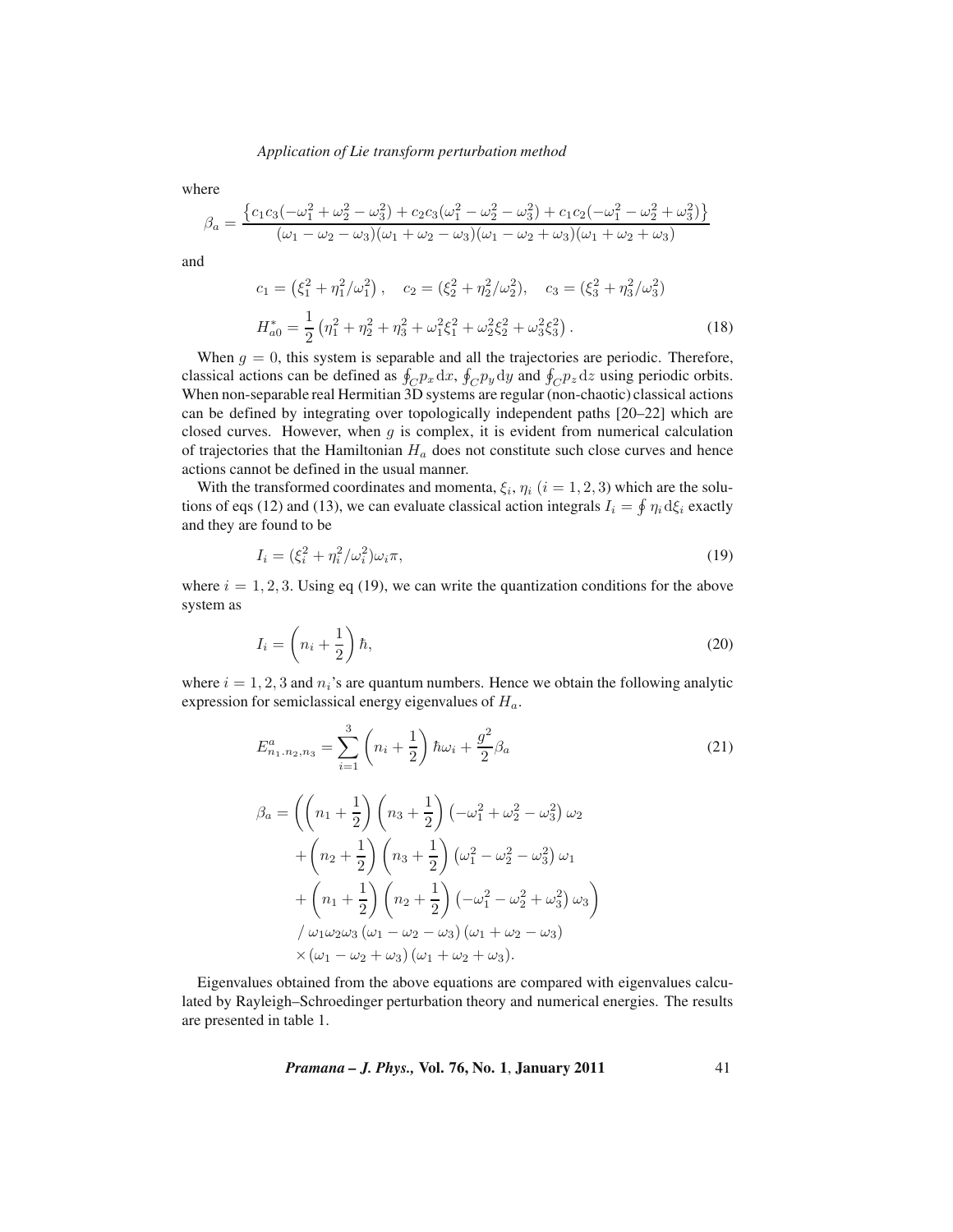where

$$\beta_a = \frac{\left\{c_1 c_3(-\omega_1^2 + \omega_2^2 - \omega_3^2) + c_2 c_3(\omega_1^2 - \omega_2^2 - \omega_3^2) + c_1 c_2(-\omega_1^2 - \omega_2^2 + \omega_3^2)\right\}}{(\omega_1 - \omega_2 - \omega_3)(\omega_1 + \omega_2 - \omega_3)(\omega_1 - \omega_2 + \omega_3)(\omega_1 + \omega_2 + \omega_3)}$$

and

$$c_1 = \left(\xi_1^2 + \eta_1^2/\omega_1^2\right), \quad c_2 = (\xi_2^2 + \eta_2^2/\omega_2^2), \quad c_3 = (\xi_3^2 + \eta_3^2/\omega_3^2)$$

$$H_{a0}^* = \frac{1}{2}\left(\eta_1^2 + \eta_2^2 + \eta_3^2 + \omega_1^2\xi_1^2 + \omega_2^2\xi_2^2 + \omega_3^2\xi_3^2\right). \tag{18}$$

When $g = 0$, this system is separable and all the trajectories are periodic. Therefore, classical actions can be defined as $\oint_C p_x \,\mathrm{d}x$, $\oint_C p_y \,\mathrm{d}y$ and $\oint_C p_z \,\mathrm{d}z$ using periodic orbits. When non-separable real Hermitian 3D systems are regular (non-chaotic) classical actions can be defined by integrating over topologically independent paths [20–22] which are closed curves. However, when $g$ is complex, it is evident from numerical calculation of trajectories that the Hamiltonian $H_a$ does not constitute such close curves and hence actions cannot be defined in the usual manner.

With the transformed coordinates and momenta, $\xi_i, \eta_i$ $(i = 1, 2, 3)$ which are the solutions of eqs (12) and (13), we can evaluate classical action integrals $I_i = \oint \eta_i \,\mathrm{d}\xi_i$ exactly and they are found to be

$$I_i = (\xi_i^2 + \eta_i^2/\omega_i^2)\omega_i \pi, \tag{19}$$

where $i = 1, 2, 3$. Using eq (19), we can write the quantization conditions for the above system as

$$I_i = \left(n_i + \frac{1}{2}\right)\hbar, \tag{20}$$

where $i = 1, 2, 3$ and $n_i$'s are quantum numbers. Hence we obtain the following analytic expression for semiclassical energy eigenvalues of $H_a$.

$$E^a_{n_1 .n_2, n_3} = \sum_{i=1}^{3}\left(n_i + \frac{1}{2}\right)\hbar\omega_i + \frac{g^2}{2}\beta_a \tag{21}$$

$$\begin{aligned}
\beta_a = \Bigg(&\left(n_1 + \frac{1}{2}\right)\left(n_3 + \frac{1}{2}\right)\left(-\omega_1^2 + \omega_2^2 - \omega_3^2\right)\omega_2 \\
&+ \left(n_2 + \frac{1}{2}\right)\left(n_3 + \frac{1}{2}\right)\left(\omega_1^2 - \omega_2^2 - \omega_3^2\right)\omega_1 \\
&+ \left(n_1 + \frac{1}{2}\right)\left(n_2 + \frac{1}{2}\right)\left(-\omega_1^2 - \omega_2^2 + \omega_3^2\right)\omega_3\Bigg) \\
&/\ \omega_1\omega_2\omega_3\left(\omega_1 - \omega_2 - \omega_3\right)\left(\omega_1 + \omega_2 - \omega_3\right) \\
&\times \left(\omega_1 - \omega_2 + \omega_3\right)\left(\omega_1 + \omega_2 + \omega_3\right).
\end{aligned}$$

Eigenvalues obtained from the above equations are compared with eigenvalues calculated by Rayleigh–Schroedinger perturbation theory and numerical energies. The results are presented in table 1.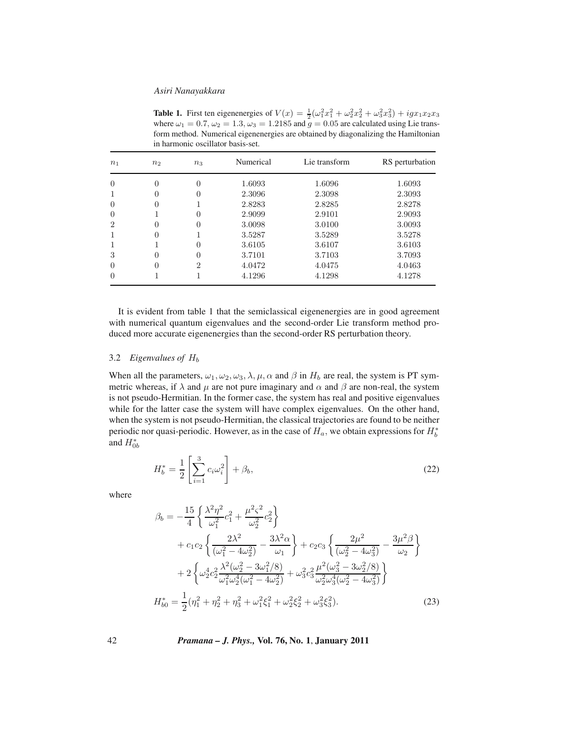**Table 1.** First ten eigenenergies of $V(x) = \frac{1}{2}(\omega_1^2 x_1^2 + \omega_2^2 x_2^2 + \omega_3^2 x_3^2) + igx_1x_2x_3$ where $\omega_1 = 0.7, \omega_2 = 1.3, \omega_3 = 1.2185$ and $g = 0.05$ are calculated using Lie transform method. Numerical eigenenergies are obtained by diagonalizing the Hamiltonian in harmonic oscillator basis-set.

| $n_1$ | $n_2$ | $n_3$ | Numerical | Lie transform | RS perturbation |
|---|---|---|---|---|---|
| 0 | 0 | 0 | 1.6093 | 1.6096 | 1.6093 |
| 1 | 0 | 0 | 2.3096 | 2.3098 | 2.3093 |
| 0 | 0 | 1 | 2.8283 | 2.8285 | 2.8278 |
| 0 | 1 | 0 | 2.9099 | 2.9101 | 2.9093 |
| 2 | 0 | 0 | 3.0098 | 3.0100 | 3.0093 |
| 1 | 0 | 1 | 3.5287 | 3.5289 | 3.5278 |
| 1 | 1 | 0 | 3.6105 | 3.6107 | 3.6103 |
| 3 | 0 | 0 | 3.7101 | 3.7103 | 3.7093 |
| 0 | 0 | 2 | 4.0472 | 4.0475 | 4.0463 |
| 0 | 1 | 1 | 4.1296 | 4.1298 | 4.1278 |

It is evident from table 1 that the semiclassical eigenenergies are in good agreement with numerical quantum eigenvalues and the second-order Lie transform method produced more accurate eigenenergies than the second-order RS perturbation theory.

### 3.2 *Eigenvalues of $H_b$*

When all the parameters, $\omega_1, \omega_2, \omega_3, \lambda, \mu, \alpha$ and $\beta$ in $H_b$ are real, the system is PT symmetric whereas, if $\lambda$ and $\mu$ are not pure imaginary and $\alpha$ and $\beta$ are non-real, the system is not pseudo-Hermitian. In the former case, the system has real and positive eigenvalues while for the latter case the system will have complex eigenvalues. On the other hand, when the system is not pseudo-Hermitian, the classical trajectories are found to be neither periodic nor quasi-periodic. However, as in the case of $H_a$, we obtain expressions for $H_b^*$ and $H_{0b}^*$

$$H_b^* = \frac{1}{2}\left[\sum_{i=1}^{3} c_i \omega_i^2\right] + \beta_b, \tag{22}$$

where

$$\begin{aligned}
\beta_b = &-\frac{15}{4}\left\{\frac{\lambda^2\eta^2}{\omega_1^2}c_1^2 + \frac{\mu^2\varsigma^2}{\omega_2^2}c_2^2\right\} \\
&+ c_1c_2\left\{\frac{2\lambda^2}{(\omega_1^2 - 4\omega_2^2)} - \frac{3\lambda^2\alpha}{\omega_1}\right\} + c_2c_3\left\{\frac{2\mu^2}{(\omega_2^2 - 4\omega_3^2)} - \frac{3\mu^2\beta}{\omega_2}\right\} \\
&+ 2\left\{\omega_2^4 c_2^2 \frac{\lambda^2(\omega_2^2 - 3\omega_1^2/8)}{\omega_1^2\omega_2^4(\omega_1^2 - 4\omega_2^2)} + \omega_3^2 c_3^2 \frac{\mu^2(\omega_3^2 - 3\omega_2^2/8)}{\omega_2^2\omega_3^4(\omega_2^2 - 4\omega_3^2)}\right\}
\end{aligned}$$

$$H_{b0}^* = \frac{1}{2}(\eta_1^2 + \eta_2^2 + \eta_3^2 + \omega_1^2\xi_1^2 + \omega_2^2\xi_2^2 + \omega_3^2\xi_3^2). \tag{23}$$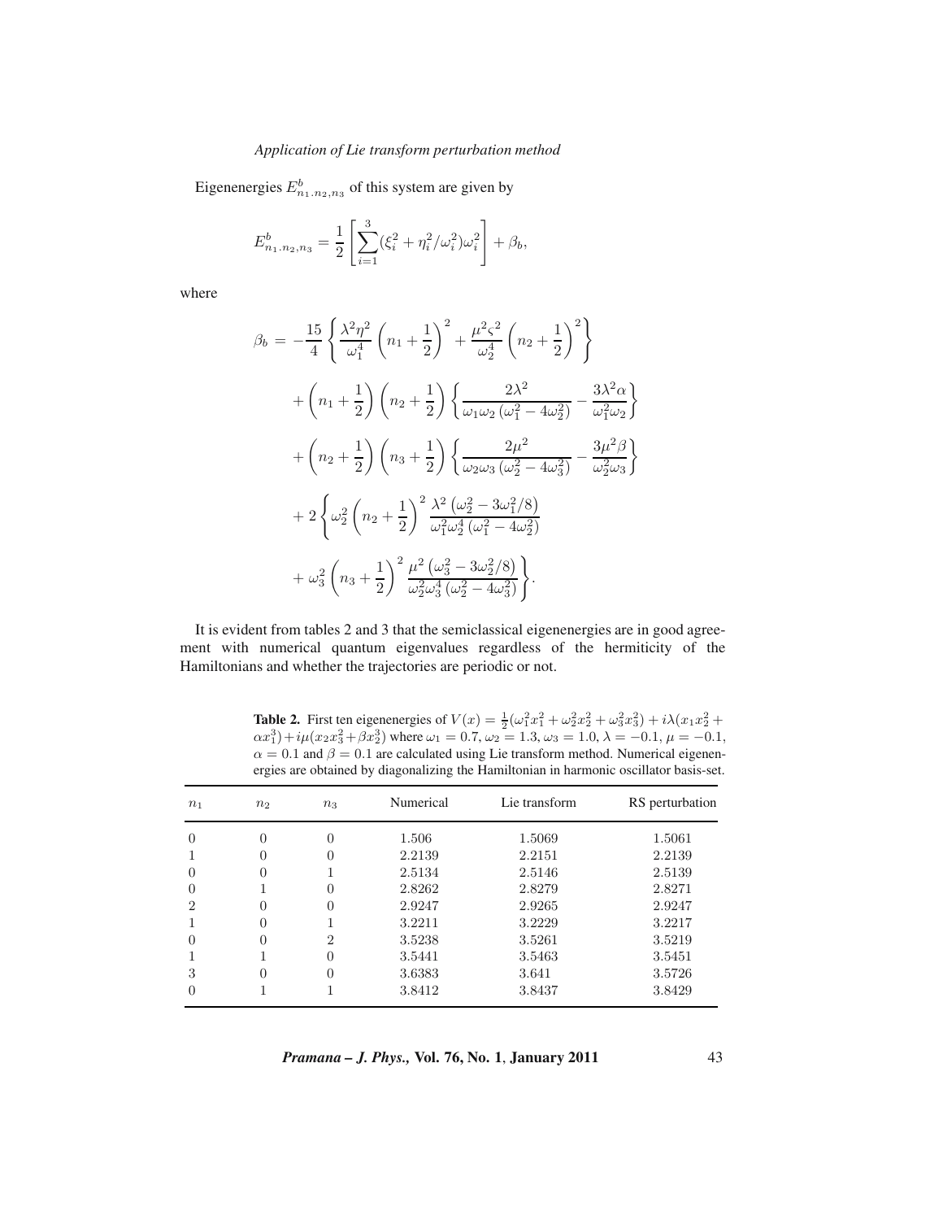Eigenenergies $E^b_{n_1.n_2,n_3}$ of this system are given by

$$E^b_{n_1.n_2,n_3} = \frac{1}{2}\left[\sum_{i=1}^{3}(\xi_i^2 + \eta_i^2/\omega_i^2)\omega_i^2\right] + \beta_b,$$

where

$$\begin{aligned}
\beta_b = & -\frac{15}{4}\left\{\frac{\lambda^2\eta^2}{\omega_1^4}\left(n_1+\frac{1}{2}\right)^2 + \frac{\mu^2\varsigma^2}{\omega_2^4}\left(n_2+\frac{1}{2}\right)^2\right\} \\
& + \left(n_1+\frac{1}{2}\right)\left(n_2+\frac{1}{2}\right)\left\{\frac{2\lambda^2}{\omega_1\omega_2\left(\omega_1^2-4\omega_2^2\right)} - \frac{3\lambda^2\alpha}{\omega_1^2\omega_2}\right\} \\
& + \left(n_2+\frac{1}{2}\right)\left(n_3+\frac{1}{2}\right)\left\{\frac{2\mu^2}{\omega_2\omega_3\left(\omega_2^2-4\omega_3^2\right)} - \frac{3\mu^2\beta}{\omega_2^2\omega_3}\right\} \\
& + 2\left\{\omega_2^2\left(n_2+\frac{1}{2}\right)^2\frac{\lambda^2\left(\omega_2^2-3\omega_1^2/8\right)}{\omega_1^2\omega_2^4\left(\omega_1^2-4\omega_2^2\right)}\right. \\
& \left. + \omega_3^2\left(n_3+\frac{1}{2}\right)^2\frac{\mu^2\left(\omega_3^2-3\omega_2^2/8\right)}{\omega_2^2\omega_3^4\left(\omega_2^2-4\omega_3^2\right)}\right\}.
\end{aligned}$$

It is evident from tables 2 and 3 that the semiclassical eigenenergies are in good agreement with numerical quantum eigenvalues regardless of the hermiticity of the Hamiltonians and whether the trajectories are periodic or not.

**Table 2.** First ten eigenenergies of $V(x) = \frac{1}{2}(\omega_1^2x_1^2 + \omega_2^2x_2^2 + \omega_3^2x_3^2) + i\lambda(x_1x_2^2 + \alpha x_1^3) + i\mu(x_2x_3^2 + \beta x_2^3)$ where $\omega_1 = 0.7$, $\omega_2 = 1.3$, $\omega_3 = 1.0$, $\lambda = -0.1$, $\mu = -0.1$, $\alpha = 0.1$ and $\beta = 0.1$ are calculated using Lie transform method. Numerical eigenenergies are obtained by diagonalizing the Hamiltonian in harmonic oscillator basis-set.

| $n_1$ | $n_2$ | $n_3$ | Numerical | Lie transform | RS perturbation |
|---|---|---|---|---|---|
| 0 | 0 | 0 | 1.506 | 1.5069 | 1.5061 |
| 1 | 0 | 0 | 2.2139 | 2.2151 | 2.2139 |
| 0 | 0 | 1 | 2.5134 | 2.5146 | 2.5139 |
| 0 | 1 | 0 | 2.8262 | 2.8279 | 2.8271 |
| 2 | 0 | 0 | 2.9247 | 2.9265 | 2.9247 |
| 1 | 0 | 1 | 3.2211 | 3.2229 | 3.2217 |
| 0 | 0 | 2 | 3.5238 | 3.5261 | 3.5219 |
| 1 | 1 | 0 | 3.5441 | 3.5463 | 3.5451 |
| 3 | 0 | 0 | 3.6383 | 3.641 | 3.5726 |
| 0 | 1 | 1 | 3.8412 | 3.8437 | 3.8429 |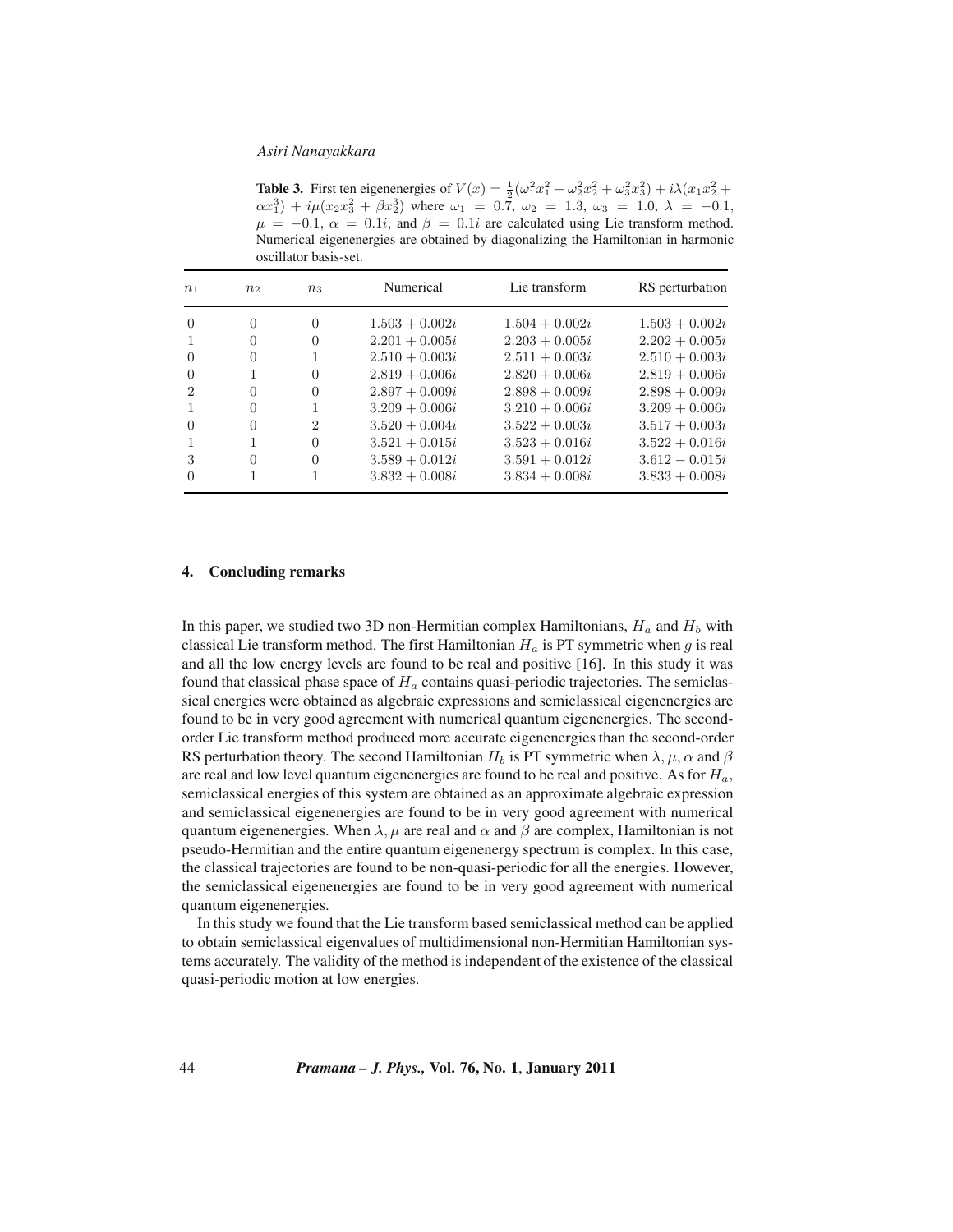**Table 3.** First ten eigenenergies of $V(x) = \frac{1}{2}(\omega_1^2 x_1^2 + \omega_2^2 x_2^2 + \omega_3^2 x_3^2) + i\lambda(x_1 x_2^2 + \alpha x_1^3) + i\mu(x_2 x_3^2 + \beta x_2^3)$ where $\omega_1 = 0.7$, $\omega_2 = 1.3$, $\omega_3 = 1.0$, $\lambda = -0.1$, $\mu = -0.1$, $\alpha = 0.1i$, and $\beta = 0.1i$ are calculated using Lie transform method. Numerical eigenenergies are obtained by diagonalizing the Hamiltonian in harmonic oscillator basis-set.

| $n_1$ | $n_2$ | $n_3$ | Numerical | Lie transform | RS perturbation |
|---|---|---|---|---|---|
| 0 | 0 | 0 | $1.503 + 0.002i$ | $1.504 + 0.002i$ | $1.503 + 0.002i$ |
| 1 | 0 | 0 | $2.201 + 0.005i$ | $2.203 + 0.005i$ | $2.202 + 0.005i$ |
| 0 | 0 | 1 | $2.510 + 0.003i$ | $2.511 + 0.003i$ | $2.510 + 0.003i$ |
| 0 | 1 | 0 | $2.819 + 0.006i$ | $2.820 + 0.006i$ | $2.819 + 0.006i$ |
| 2 | 0 | 0 | $2.897 + 0.009i$ | $2.898 + 0.009i$ | $2.898 + 0.009i$ |
| 1 | 0 | 1 | $3.209 + 0.006i$ | $3.210 + 0.006i$ | $3.209 + 0.006i$ |
| 0 | 0 | 2 | $3.520 + 0.004i$ | $3.522 + 0.003i$ | $3.517 + 0.003i$ |
| 1 | 1 | 0 | $3.521 + 0.015i$ | $3.523 + 0.016i$ | $3.522 + 0.016i$ |
| 3 | 0 | 0 | $3.589 + 0.012i$ | $3.591 + 0.012i$ | $3.612 - 0.015i$ |
| 0 | 1 | 1 | $3.832 + 0.008i$ | $3.834 + 0.008i$ | $3.833 + 0.008i$ |

## 4. Concluding remarks

In this paper, we studied two 3D non-Hermitian complex Hamiltonians, $H_a$ and $H_b$ with classical Lie transform method. The first Hamiltonian $H_a$ is PT symmetric when $g$ is real and all the low energy levels are found to be real and positive [16]. In this study it was found that classical phase space of $H_a$ contains quasi-periodic trajectories. The semiclassical energies were obtained as algebraic expressions and semiclassical eigenenergies are found to be in very good agreement with numerical quantum eigenenergies. The second-order Lie transform method produced more accurate eigenenergies than the second-order RS perturbation theory. The second Hamiltonian $H_b$ is PT symmetric when $\lambda, \mu, \alpha$ and $\beta$ are real and low level quantum eigenenergies are found to be real and positive. As for $H_a$, semiclassical energies of this system are obtained as an approximate algebraic expression and semiclassical eigenenergies are found to be in very good agreement with numerical quantum eigenenergies. When $\lambda, \mu$ are real and $\alpha$ and $\beta$ are complex, Hamiltonian is not pseudo-Hermitian and the entire quantum eigenenergy spectrum is complex. In this case, the classical trajectories are found to be non-quasi-periodic for all the energies. However, the semiclassical eigenenergies are found to be in very good agreement with numerical quantum eigenenergies.

In this study we found that the Lie transform based semiclassical method can be applied to obtain semiclassical eigenvalues of multidimensional non-Hermitian Hamiltonian systems accurately. The validity of the method is independent of the existence of the classical quasi-periodic motion at low energies.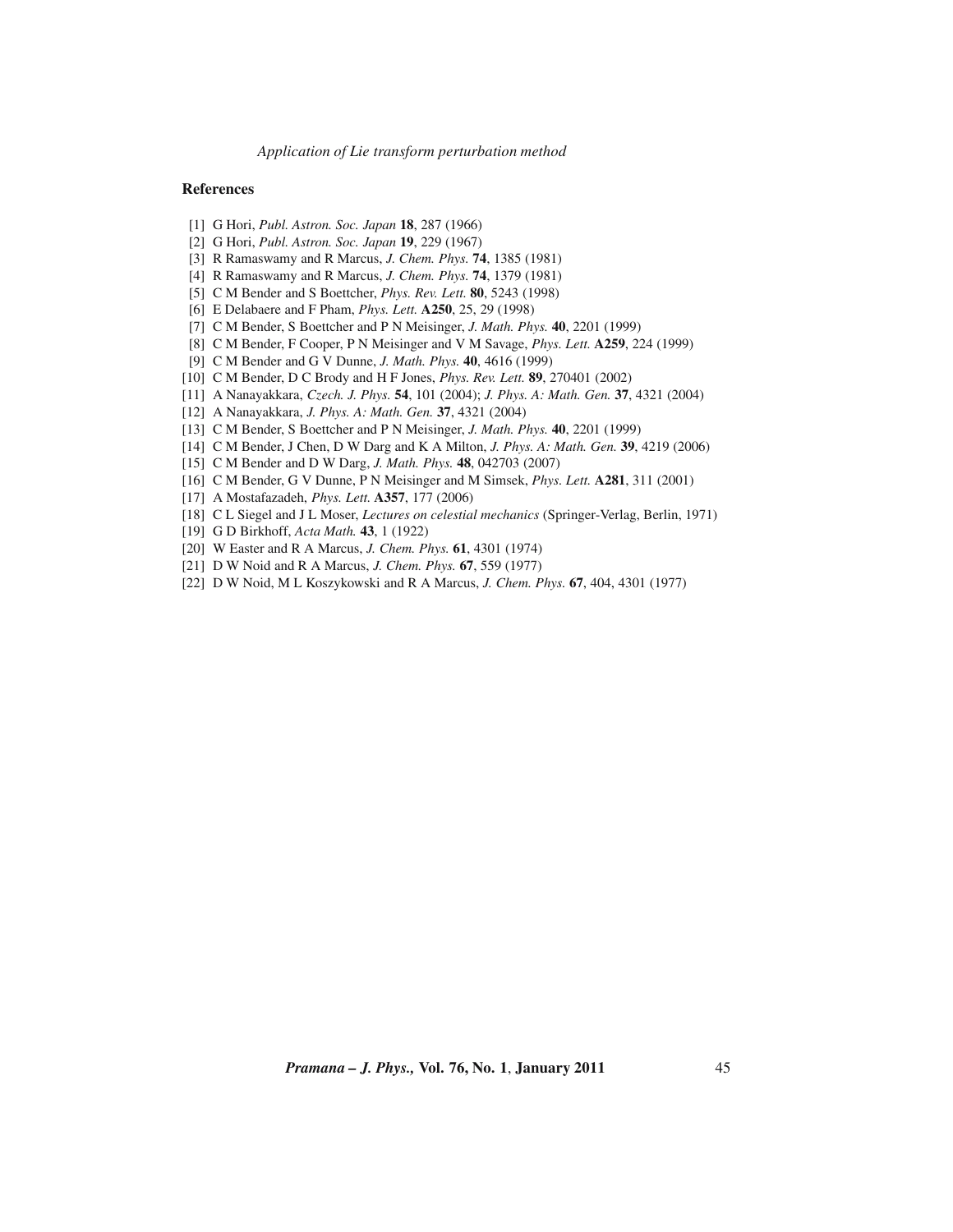## References

[1] G Hori, *Publ. Astron. Soc. Japan* **18**, 287 (1966)
[2] G Hori, *Publ. Astron. Soc. Japan* **19**, 229 (1967)
[3] R Ramaswamy and R Marcus, *J. Chem. Phys.* **74**, 1385 (1981)
[4] R Ramaswamy and R Marcus, *J. Chem. Phys.* **74**, 1379 (1981)
[5] C M Bender and S Boettcher, *Phys. Rev. Lett.* **80**, 5243 (1998)
[6] E Delabaere and F Pham, *Phys. Lett.* **A250**, 25, 29 (1998)
[7] C M Bender, S Boettcher and P N Meisinger, *J. Math. Phys.* **40**, 2201 (1999)
[8] C M Bender, F Cooper, P N Meisinger and V M Savage, *Phys. Lett.* **A259**, 224 (1999)
[9] C M Bender and G V Dunne, *J. Math. Phys.* **40**, 4616 (1999)
[10] C M Bender, D C Brody and H F Jones, *Phys. Rev. Lett.* **89**, 270401 (2002)
[11] A Nanayakkara, *Czech. J. Phys.* **54**, 101 (2004); *J. Phys. A: Math. Gen.* **37**, 4321 (2004)
[12] A Nanayakkara, *J. Phys. A: Math. Gen.* **37**, 4321 (2004)
[13] C M Bender, S Boettcher and P N Meisinger, *J. Math. Phys.* **40**, 2201 (1999)
[14] C M Bender, J Chen, D W Darg and K A Milton, *J. Phys. A: Math. Gen.* **39**, 4219 (2006)
[15] C M Bender and D W Darg, *J. Math. Phys.* **48**, 042703 (2007)
[16] C M Bender, G V Dunne, P N Meisinger and M Simsek, *Phys. Lett.* **A281**, 311 (2001)
[17] A Mostafazadeh, *Phys. Lett.* **A357**, 177 (2006)
[18] C L Siegel and J L Moser, *Lectures on celestial mechanics* (Springer-Verlag, Berlin, 1971)
[19] G D Birkhoff, *Acta Math.* **43**, 1 (1922)
[20] W Easter and R A Marcus, *J. Chem. Phys.* **61**, 4301 (1974)
[21] D W Noid and R A Marcus, *J. Chem. Phys.* **67**, 559 (1977)
[22] D W Noid, M L Koszykowski and R A Marcus, *J. Chem. Phys.* **67**, 404, 4301 (1977)